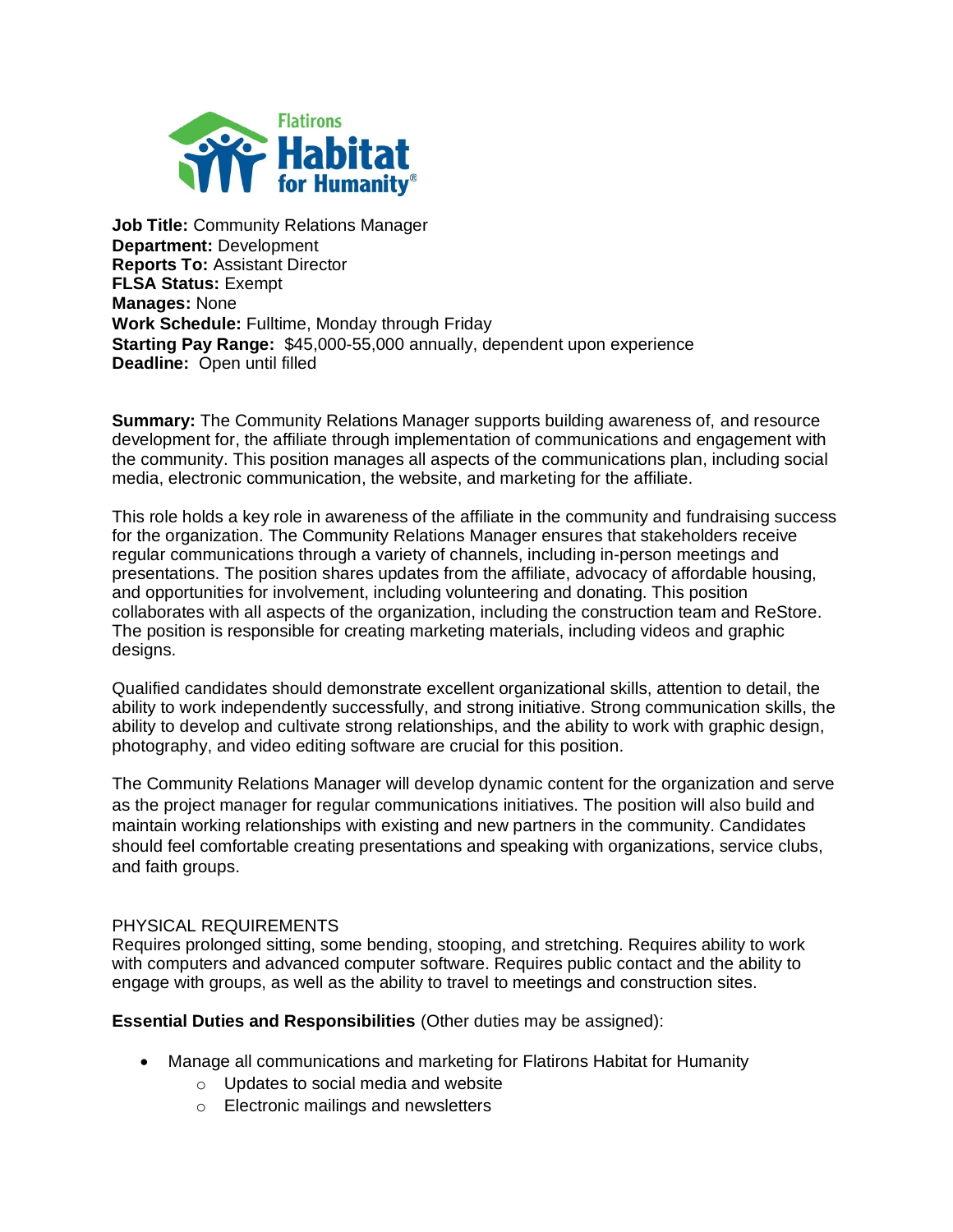**Job Title:** Community Relations Manager
**Department:** Development
**Reports To:** Assistant Director
**FLSA Status:** Exempt
**Manages:** None
**Work Schedule:** Fulltime, Monday through Friday
**Starting Pay Range:** $45,000-55,000 annually, dependent upon experience
**Deadline:** Open until filled

**Summary:** The Community Relations Manager supports building awareness of, and resource development for, the affiliate through implementation of communications and engagement with the community. This position manages all aspects of the communications plan, including social media, electronic communication, the website, and marketing for the affiliate.

This role holds a key role in awareness of the affiliate in the community and fundraising success for the organization. The Community Relations Manager ensures that stakeholders receive regular communications through a variety of channels, including in-person meetings and presentations. The position shares updates from the affiliate, advocacy of affordable housing, and opportunities for involvement, including volunteering and donating. This position collaborates with all aspects of the organization, including the construction team and ReStore. The position is responsible for creating marketing materials, including videos and graphic designs.

Qualified candidates should demonstrate excellent organizational skills, attention to detail, the ability to work independently successfully, and strong initiative. Strong communication skills, the ability to develop and cultivate strong relationships, and the ability to work with graphic design, photography, and video editing software are crucial for this position.

The Community Relations Manager will develop dynamic content for the organization and serve as the project manager for regular communications initiatives. The position will also build and maintain working relationships with existing and new partners in the community. Candidates should feel comfortable creating presentations and speaking with organizations, service clubs, and faith groups.

PHYSICAL REQUIREMENTS
Requires prolonged sitting, some bending, stooping, and stretching. Requires ability to work with computers and advanced computer software. Requires public contact and the ability to engage with groups, as well as the ability to travel to meetings and construction sites.

**Essential Duties and Responsibilities** (Other duties may be assigned):

- Manage all communications and marketing for Flatirons Habitat for Humanity
  - Updates to social media and website
  - Electronic mailings and newsletters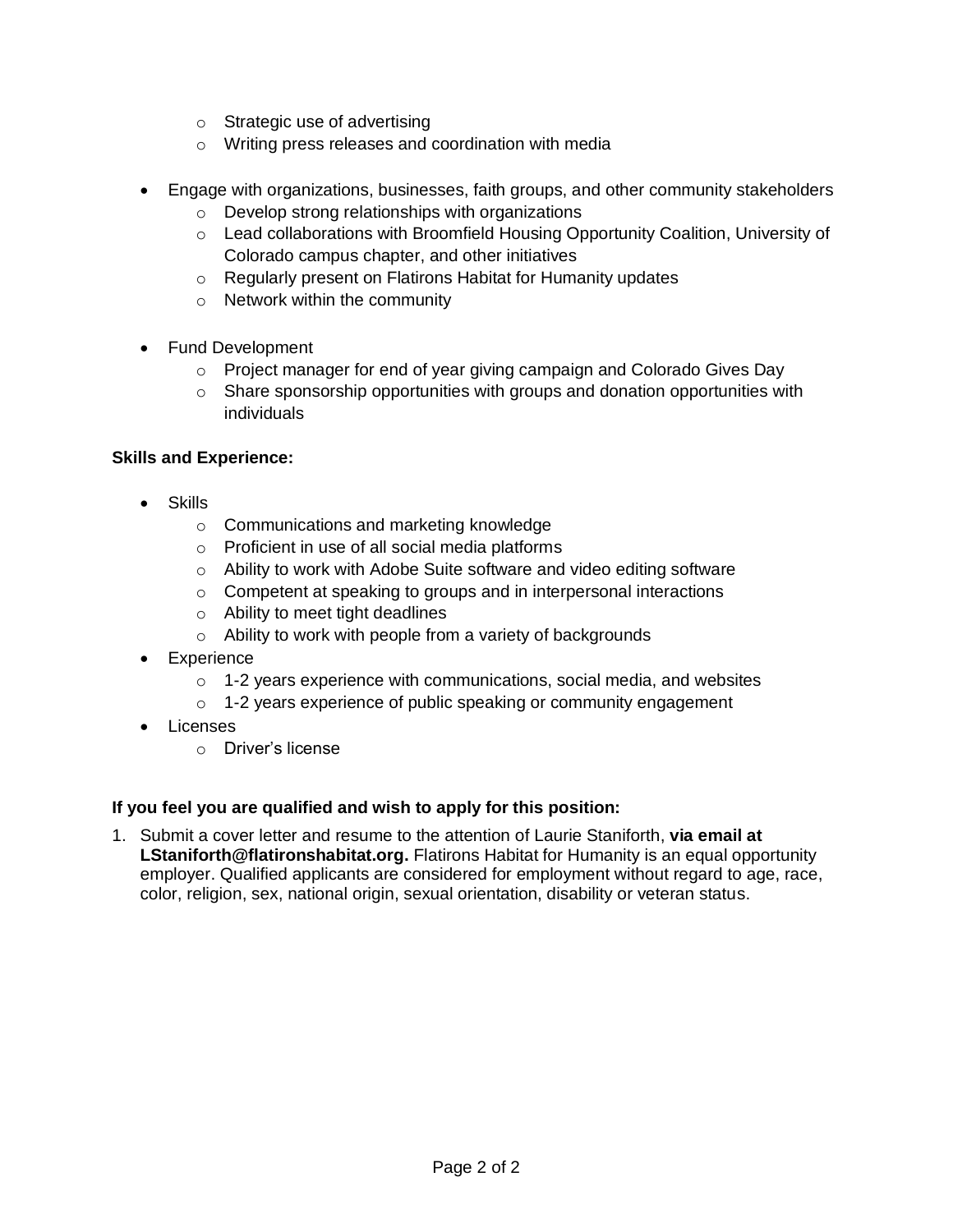- Strategic use of advertising
  - Writing press releases and coordination with media

- Engage with organizations, businesses, faith groups, and other community stakeholders
  - Develop strong relationships with organizations
  - Lead collaborations with Broomfield Housing Opportunity Coalition, University of Colorado campus chapter, and other initiatives
  - Regularly present on Flatirons Habitat for Humanity updates
  - Network within the community

- Fund Development
  - Project manager for end of year giving campaign and Colorado Gives Day
  - Share sponsorship opportunities with groups and donation opportunities with individuals

**Skills and Experience:**

- Skills
  - Communications and marketing knowledge
  - Proficient in use of all social media platforms
  - Ability to work with Adobe Suite software and video editing software
  - Competent at speaking to groups and in interpersonal interactions
  - Ability to meet tight deadlines
  - Ability to work with people from a variety of backgrounds
- Experience
  - 1-2 years experience with communications, social media, and websites
  - 1-2 years experience of public speaking or community engagement
- Licenses
  - Driver's license

**If you feel you are qualified and wish to apply for this position:**

1. Submit a cover letter and resume to the attention of Laurie Staniforth, **via email at LStaniforth@flatironshabitat.org.** Flatirons Habitat for Humanity is an equal opportunity employer. Qualified applicants are considered for employment without regard to age, race, color, religion, sex, national origin, sexual orientation, disability or veteran status.